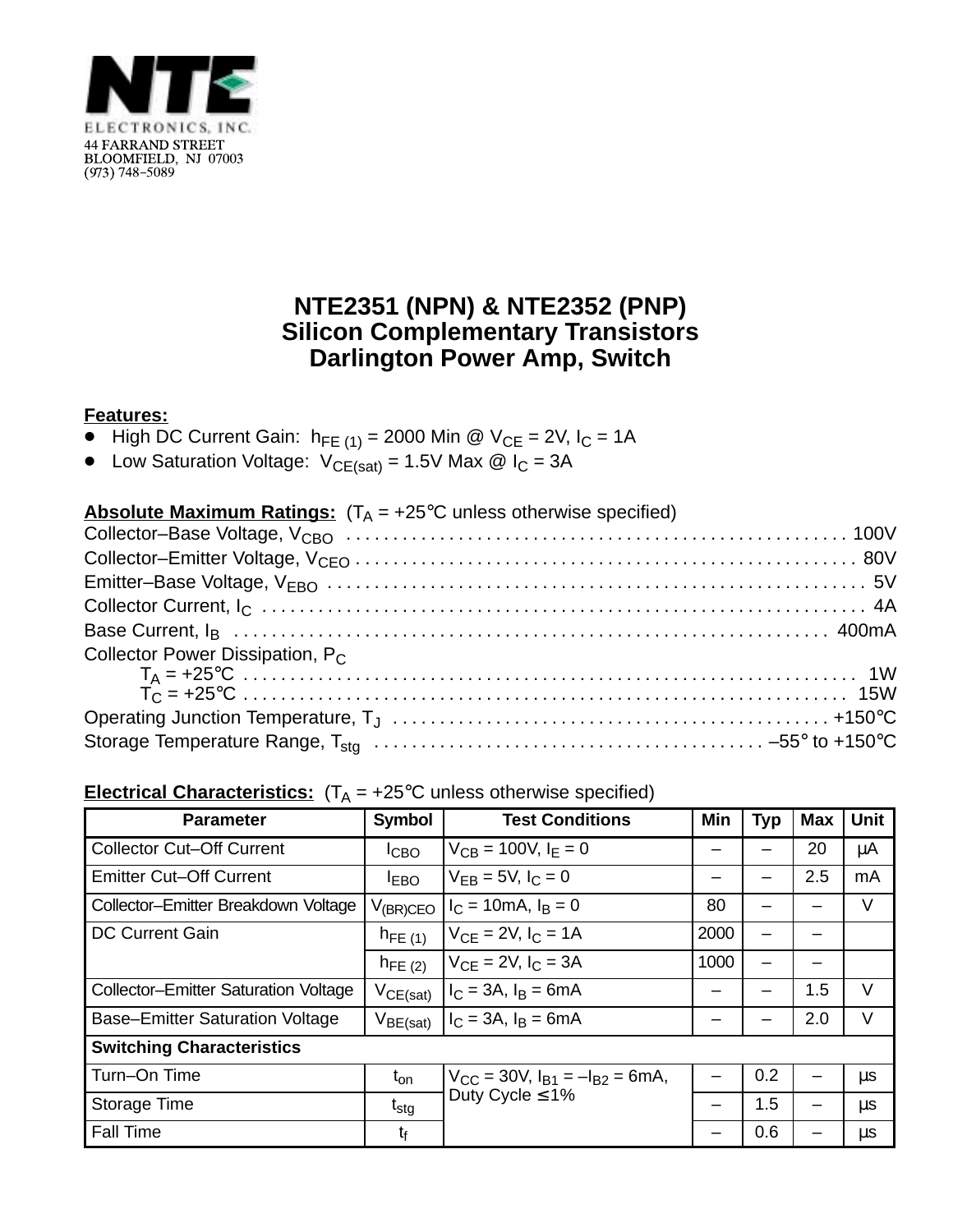NTE
ELECTRONICS, INC.
44 FARRAND STREET
BLOOMFIELD, NJ 07003
(973) 748-5089

# NTE2351 (NPN) & NTE2352 (PNP)
# Silicon Complementary Transistors
# Darlington Power Amp, Switch

**Features:**

- High DC Current Gain: $h_{FE\,(1)}$ = 2000 Min @ $V_{CE}$ = 2V, $I_C$ = 1A
- Low Saturation Voltage: $V_{CE(sat)}$ = 1.5V Max @ $I_C$ = 3A

**Absolute Maximum Ratings:** ($T_A$ = +25°C unless otherwise specified)

Collector–Base Voltage, $V_{CBO}$ . . . . . . . . . . . . . . . . 100V
Collector–Emitter Voltage, $V_{CEO}$ . . . . . . . . . . . . . . . . 80V
Emitter–Base Voltage, $V_{EBO}$ . . . . . . . . . . . . . . . . 5V
Collector Current, $I_C$ . . . . . . . . . . . . . . . . 4A
Base Current, $I_B$ . . . . . . . . . . . . . . . . 400mA
Collector Power Dissipation, $P_C$
 $T_A$ = +25°C . . . . . . . . . . . . . . . . 1W
 $T_C$ = +25°C . . . . . . . . . . . . . . . . 15W
Operating Junction Temperature, $T_J$ . . . . . . . . . . . . . . . . +150°C
Storage Temperature Range, $T_{stg}$ . . . . . . . . . . . . . . . . –55° to +150°C

**Electrical Characteristics:** ($T_A$ = +25°C unless otherwise specified)

| Parameter | Symbol | Test Conditions | Min | Typ | Max | Unit |
|---|---|---|---|---|---|---|
| Collector Cut–Off Current | $I_{CBO}$ | $V_{CB}$ = 100V, $I_E$ = 0 | – | – | 20 | µA |
| Emitter Cut–Off Current | $I_{EBO}$ | $V_{EB}$ = 5V, $I_C$ = 0 | – | – | 2.5 | mA |
| Collector–Emitter Breakdown Voltage | $V_{(BR)CEO}$ | $I_C$ = 10mA, $I_B$ = 0 | 80 | – | – | V |
| DC Current Gain | $h_{FE\,(1)}$ | $V_{CE}$ = 2V, $I_C$ = 1A | 2000 | – | – | |
| | $h_{FE\,(2)}$ | $V_{CE}$ = 2V, $I_C$ = 3A | 1000 | – | – | |
| Collector–Emitter Saturation Voltage | $V_{CE(sat)}$ | $I_C$ = 3A, $I_B$ = 6mA | – | – | 1.5 | V |
| Base–Emitter Saturation Voltage | $V_{BE(sat)}$ | $I_C$ = 3A, $I_B$ = 6mA | – | – | 2.0 | V |
| **Switching Characteristics** | | | | | | |
| Turn–On Time | $t_{on}$ | $V_{CC}$ = 30V, $I_{B1}$ = $-I_{B2}$ = 6mA, Duty Cycle ≤ 1% | – | 0.2 | – | µs |
| Storage Time | $t_{stg}$ | | – | 1.5 | – | µs |
| Fall Time | $t_f$ | | – | 0.6 | – | µs |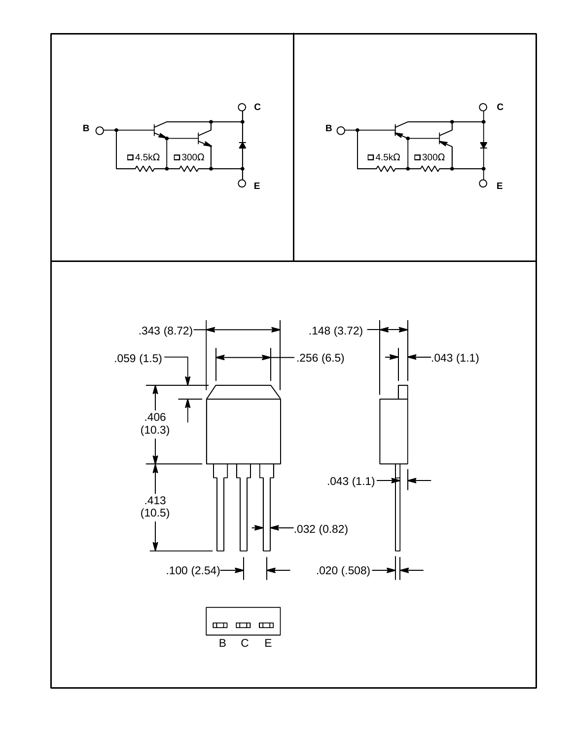B C E

□4.5kΩ □300Ω

B C E

□4.5kΩ □300Ω

.343 (8.72)

.256 (6.5)

.059 (1.5)

.406
(10.3)

.413
(10.5)

.032 (0.82)

.100 (2.54)

.148 (3.72)

.043 (1.1)

.043 (1.1)

.020 (.508)

B C E